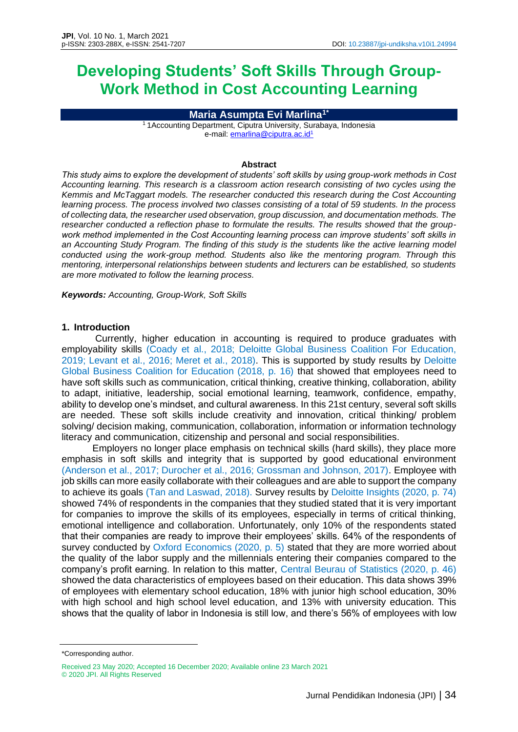# Developing Students' Soft Skills Through Group-Work Method in Cost Accounting Learning

**Maria Asumpta Evi Marlina[1*]**

[1] 1Accounting Department, Ciputra University, Surabaya, Indonesia
e-mail: emarlina@ciputra.ac.id[1]

**Abstract**

*This study aims to explore the development of students' soft skills by using group-work methods in Cost Accounting learning. This research is a classroom action research consisting of two cycles using the Kemmis and McTaggart models. The researcher conducted this research during the Cost Accounting learning process. The process involved two classes consisting of a total of 59 students. In the process of collecting data, the researcher used observation, group discussion, and documentation methods. The researcher conducted a reflection phase to formulate the results. The results showed that the group-work method implemented in the Cost Accounting learning process can improve students' soft skills in an Accounting Study Program. The finding of this study is the students like the active learning model conducted using the work-group method. Students also like the mentoring program. Through this mentoring, interpersonal relationships between students and lecturers can be established, so students are more motivated to follow the learning process.*

***Keywords:*** *Accounting, Group-Work, Soft Skills*

## 1. Introduction

Currently, higher education in accounting is required to produce graduates with employability skills (Coady et al., 2018; Deloitte Global Business Coalition For Education, 2019; Levant et al., 2016; Meret et al., 2018). This is supported by study results by Deloitte Global Business Coalition for Education (2018, p. 16) that showed that employees need to have soft skills such as communication, critical thinking, creative thinking, collaboration, ability to adapt, initiative, leadership, social emotional learning, teamwork, confidence, empathy, ability to develop one's mindset, and cultural awareness. In this 21st century, several soft skills are needed. These soft skills include creativity and innovation, critical thinking/ problem solving/ decision making, communication, collaboration, information or information technology literacy and communication, citizenship and personal and social responsibilities.

Employers no longer place emphasis on technical skills (hard skills), they place more emphasis in soft skills and integrity that is supported by good educational environment (Anderson et al., 2017; Durocher et al., 2016; Grossman and Johnson, 2017). Employee with job skills can more easily collaborate with their colleagues and are able to support the company to achieve its goals (Tan and Laswad, 2018). Survey results by Deloitte Insights (2020, p. 74) showed 74% of respondents in the companies that they studied stated that it is very important for companies to improve the skills of its employees, especially in terms of critical thinking, emotional intelligence and collaboration. Unfortunately, only 10% of the respondents stated that their companies are ready to improve their employees' skills. 64% of the respondents of survey conducted by Oxford Economics (2020, p. 5) stated that they are more worried about the quality of the labor supply and the millennials entering their companies compared to the company's profit earning. In relation to this matter, Central Beurau of Statistics (2020, p. 46) showed the data characteristics of employees based on their education. This data shows 39% of employees with elementary school education, 18% with junior high school education, 30% with high school and high school level education, and 13% with university education. This shows that the quality of labor in Indonesia is still low, and there's 56% of employees with low

---

*Corresponding author.

Received 23 May 2020; Accepted 16 December 2020; Available online 23 March 2021
© 2020 JPI. All Rights Reserved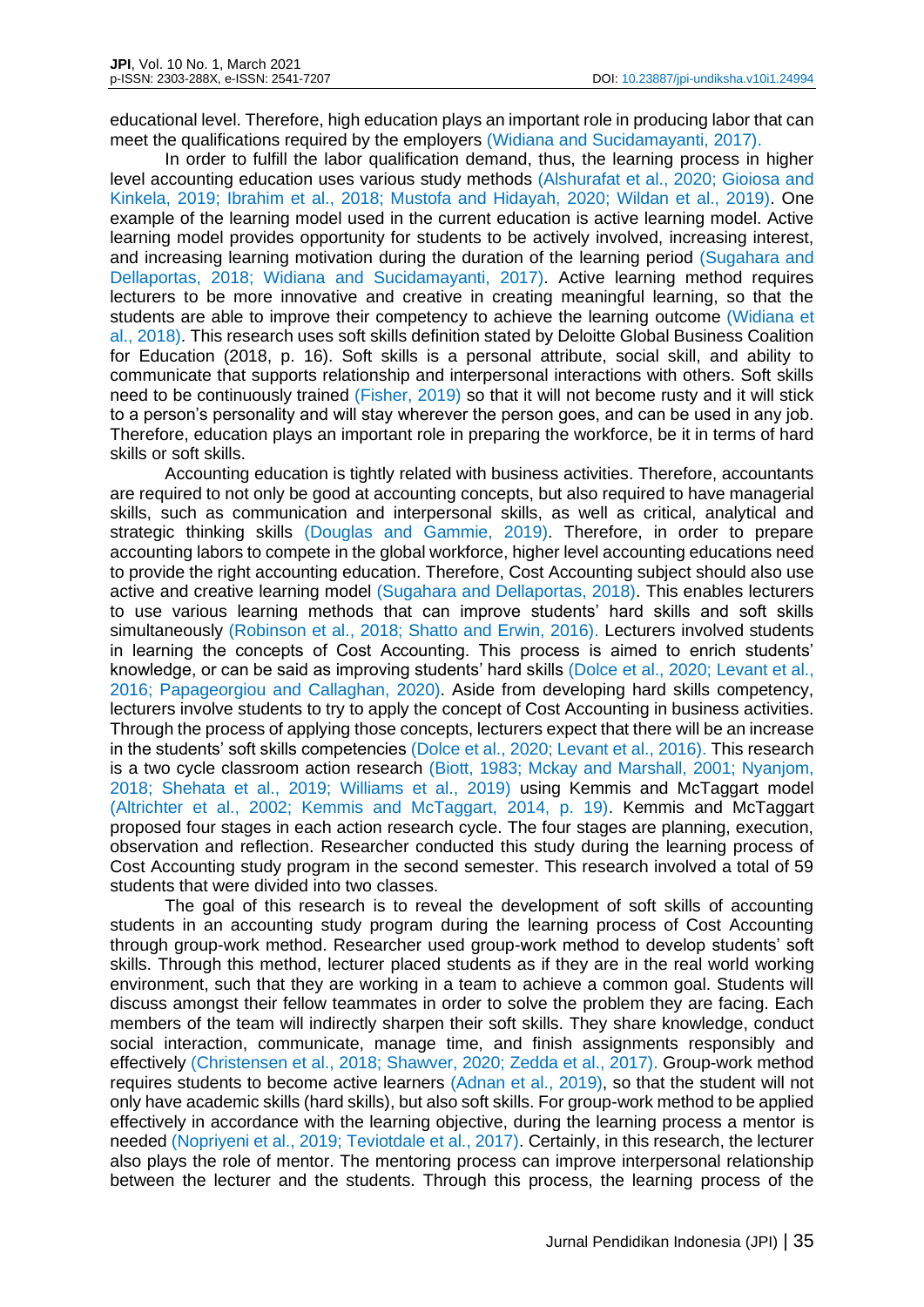educational level. Therefore, high education plays an important role in producing labor that can meet the qualifications required by the employers (Widiana and Sucidamayanti, 2017).

In order to fulfill the labor qualification demand, thus, the learning process in higher level accounting education uses various study methods (Alshurafat et al., 2020; Gioiosa and Kinkela, 2019; Ibrahim et al., 2018; Mustofa and Hidayah, 2020; Wildan et al., 2019). One example of the learning model used in the current education is active learning model. Active learning model provides opportunity for students to be actively involved, increasing interest, and increasing learning motivation during the duration of the learning period (Sugahara and Dellaportas, 2018; Widiana and Sucidamayanti, 2017). Active learning method requires lecturers to be more innovative and creative in creating meaningful learning, so that the students are able to improve their competency to achieve the learning outcome (Widiana et al., 2018). This research uses soft skills definition stated by Deloitte Global Business Coalition for Education (2018, p. 16). Soft skills is a personal attribute, social skill, and ability to communicate that supports relationship and interpersonal interactions with others. Soft skills need to be continuously trained (Fisher, 2019) so that it will not become rusty and it will stick to a person's personality and will stay wherever the person goes, and can be used in any job. Therefore, education plays an important role in preparing the workforce, be it in terms of hard skills or soft skills.

Accounting education is tightly related with business activities. Therefore, accountants are required to not only be good at accounting concepts, but also required to have managerial skills, such as communication and interpersonal skills, as well as critical, analytical and strategic thinking skills (Douglas and Gammie, 2019). Therefore, in order to prepare accounting labors to compete in the global workforce, higher level accounting educations need to provide the right accounting education. Therefore, Cost Accounting subject should also use active and creative learning model (Sugahara and Dellaportas, 2018). This enables lecturers to use various learning methods that can improve students' hard skills and soft skills simultaneously (Robinson et al., 2018; Shatto and Erwin, 2016). Lecturers involved students in learning the concepts of Cost Accounting. This process is aimed to enrich students' knowledge, or can be said as improving students' hard skills (Dolce et al., 2020; Levant et al., 2016; Papageorgiou and Callaghan, 2020). Aside from developing hard skills competency, lecturers involve students to try to apply the concept of Cost Accounting in business activities. Through the process of applying those concepts, lecturers expect that there will be an increase in the students' soft skills competencies (Dolce et al., 2020; Levant et al., 2016). This research is a two cycle classroom action research (Biott, 1983; Mckay and Marshall, 2001; Nyanjom, 2018; Shehata et al., 2019; Williams et al., 2019) using Kemmis and McTaggart model (Altrichter et al., 2002; Kemmis and McTaggart, 2014, p. 19). Kemmis and McTaggart proposed four stages in each action research cycle. The four stages are planning, execution, observation and reflection. Researcher conducted this study during the learning process of Cost Accounting study program in the second semester. This research involved a total of 59 students that were divided into two classes.

The goal of this research is to reveal the development of soft skills of accounting students in an accounting study program during the learning process of Cost Accounting through group-work method. Researcher used group-work method to develop students' soft skills. Through this method, lecturer placed students as if they are in the real world working environment, such that they are working in a team to achieve a common goal. Students will discuss amongst their fellow teammates in order to solve the problem they are facing. Each members of the team will indirectly sharpen their soft skills. They share knowledge, conduct social interaction, communicate, manage time, and finish assignments responsibly and effectively (Christensen et al., 2018; Shawver, 2020; Zedda et al., 2017). Group-work method requires students to become active learners (Adnan et al., 2019), so that the student will not only have academic skills (hard skills), but also soft skills. For group-work method to be applied effectively in accordance with the learning objective, during the learning process a mentor is needed (Nopriyeni et al., 2019; Teviotdale et al., 2017). Certainly, in this research, the lecturer also plays the role of mentor. The mentoring process can improve interpersonal relationship between the lecturer and the students. Through this process, the learning process of the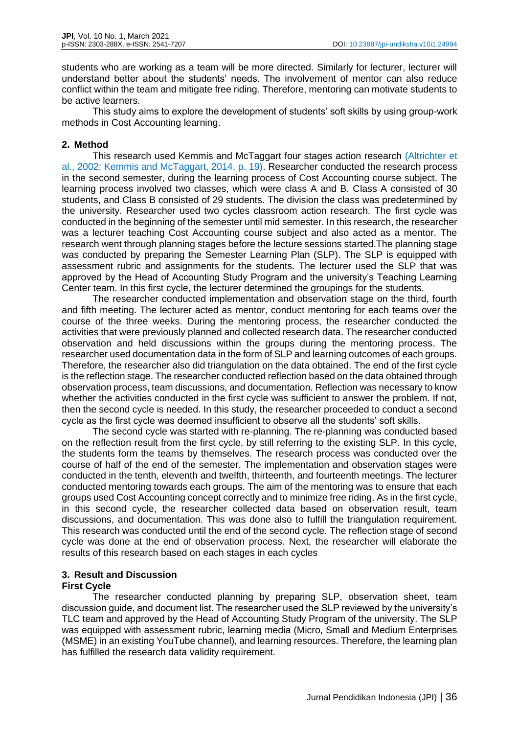students who are working as a team will be more directed. Similarly for lecturer, lecturer will understand better about the students' needs. The involvement of mentor can also reduce conflict within the team and mitigate free riding. Therefore, mentoring can motivate students to be active learners.

This study aims to explore the development of students' soft skills by using group-work methods in Cost Accounting learning.

## 2. Method

This research used Kemmis and McTaggart four stages action research (Altrichter et al., 2002; Kemmis and McTaggart, 2014, p. 19). Researcher conducted the research process in the second semester, during the learning process of Cost Accounting course subject. The learning process involved two classes, which were class A and B. Class A consisted of 30 students, and Class B consisted of 29 students. The division the class was predetermined by the university. Researcher used two cycles classroom action research. The first cycle was conducted in the beginning of the semester until mid semester. In this research, the researcher was a lecturer teaching Cost Accounting course subject and also acted as a mentor. The research went through planning stages before the lecture sessions started.The planning stage was conducted by preparing the Semester Learning Plan (SLP). The SLP is equipped with assessment rubric and assignments for the students. The lecturer used the SLP that was approved by the Head of Accounting Study Program and the university's Teaching Learning Center team. In this first cycle, the lecturer determined the groupings for the students.

The researcher conducted implementation and observation stage on the third, fourth and fifth meeting. The lecturer acted as mentor, conduct mentoring for each teams over the course of the three weeks. During the mentoring process, the researcher conducted the activities that were previously planned and collected research data. The researcher conducted observation and held discussions within the groups during the mentoring process. The researcher used documentation data in the form of SLP and learning outcomes of each groups. Therefore, the researcher also did triangulation on the data obtained. The end of the first cycle is the reflection stage. The researcher conducted reflection based on the data obtained through observation process, team discussions, and documentation. Reflection was necessary to know whether the activities conducted in the first cycle was sufficient to answer the problem. If not, then the second cycle is needed. In this study, the researcher proceeded to conduct a second cycle as the first cycle was deemed insufficient to observe all the students' soft skills.

The second cycle was started with re-planning. The re-planning was conducted based on the reflection result from the first cycle, by still referring to the existing SLP. In this cycle, the students form the teams by themselves. The research process was conducted over the course of half of the end of the semester. The implementation and observation stages were conducted in the tenth, eleventh and twelfth, thirteenth, and fourteenth meetings. The lecturer conducted mentoring towards each groups. The aim of the mentoring was to ensure that each groups used Cost Accounting concept correctly and to minimize free riding. As in the first cycle, in this second cycle, the researcher collected data based on observation result, team discussions, and documentation. This was done also to fulfill the triangulation requirement. This research was conducted until the end of the second cycle. The reflection stage of second cycle was done at the end of observation process. Next, the researcher will elaborate the results of this research based on each stages in each cycles

## 3. Result and Discussion

### First Cycle

The researcher conducted planning by preparing SLP, observation sheet, team discussion guide, and document list. The researcher used the SLP reviewed by the university's TLC team and approved by the Head of Accounting Study Program of the university. The SLP was equipped with assessment rubric, learning media (Micro, Small and Medium Enterprises (MSME) in an existing YouTube channel), and learning resources. Therefore, the learning plan has fulfilled the research data validity requirement.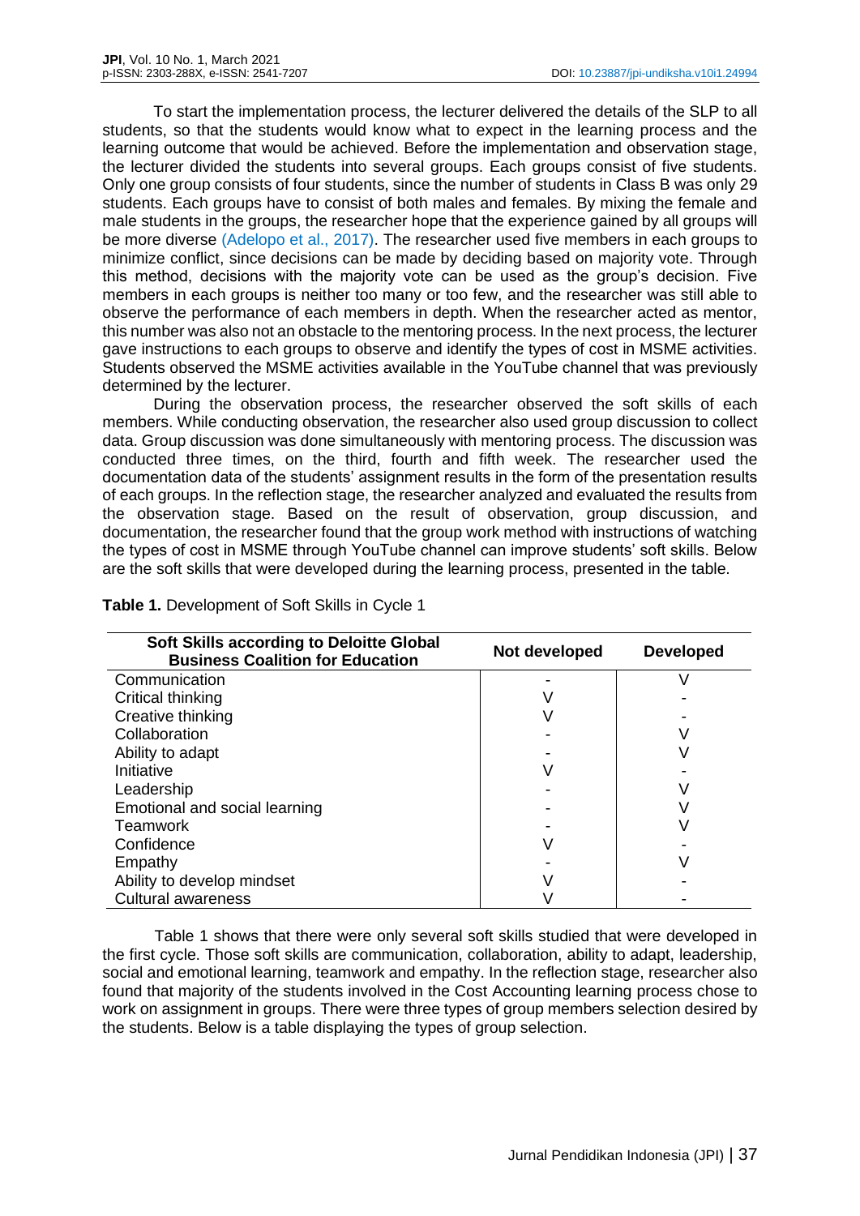To start the implementation process, the lecturer delivered the details of the SLP to all students, so that the students would know what to expect in the learning process and the learning outcome that would be achieved. Before the implementation and observation stage, the lecturer divided the students into several groups. Each groups consist of five students. Only one group consists of four students, since the number of students in Class B was only 29 students. Each groups have to consist of both males and females. By mixing the female and male students in the groups, the researcher hope that the experience gained by all groups will be more diverse (Adelopo et al., 2017). The researcher used five members in each groups to minimize conflict, since decisions can be made by deciding based on majority vote. Through this method, decisions with the majority vote can be used as the group's decision. Five members in each groups is neither too many or too few, and the researcher was still able to observe the performance of each members in depth. When the researcher acted as mentor, this number was also not an obstacle to the mentoring process. In the next process, the lecturer gave instructions to each groups to observe and identify the types of cost in MSME activities. Students observed the MSME activities available in the YouTube channel that was previously determined by the lecturer.

During the observation process, the researcher observed the soft skills of each members. While conducting observation, the researcher also used group discussion to collect data. Group discussion was done simultaneously with mentoring process. The discussion was conducted three times, on the third, fourth and fifth week. The researcher used the documentation data of the students' assignment results in the form of the presentation results of each groups. In the reflection stage, the researcher analyzed and evaluated the results from the observation stage. Based on the result of observation, group discussion, and documentation, the researcher found that the group work method with instructions of watching the types of cost in MSME through YouTube channel can improve students' soft skills. Below are the soft skills that were developed during the learning process, presented in the table.

**Table 1.** Development of Soft Skills in Cycle 1

| Soft Skills according to Deloitte Global Business Coalition for Education | Not developed | Developed |
|---|---|---|
| Communication | - | V |
| Critical thinking | V | - |
| Creative thinking | V | - |
| Collaboration | - | V |
| Ability to adapt | - | V |
| Initiative | V | - |
| Leadership | - | V |
| Emotional and social learning | - | V |
| Teamwork | - | V |
| Confidence | V | - |
| Empathy | - | V |
| Ability to develop mindset | V | - |
| Cultural awareness | V | - |

Table 1 shows that there were only several soft skills studied that were developed in the first cycle. Those soft skills are communication, collaboration, ability to adapt, leadership, social and emotional learning, teamwork and empathy. In the reflection stage, researcher also found that majority of the students involved in the Cost Accounting learning process chose to work on assignment in groups. There were three types of group members selection desired by the students. Below is a table displaying the types of group selection.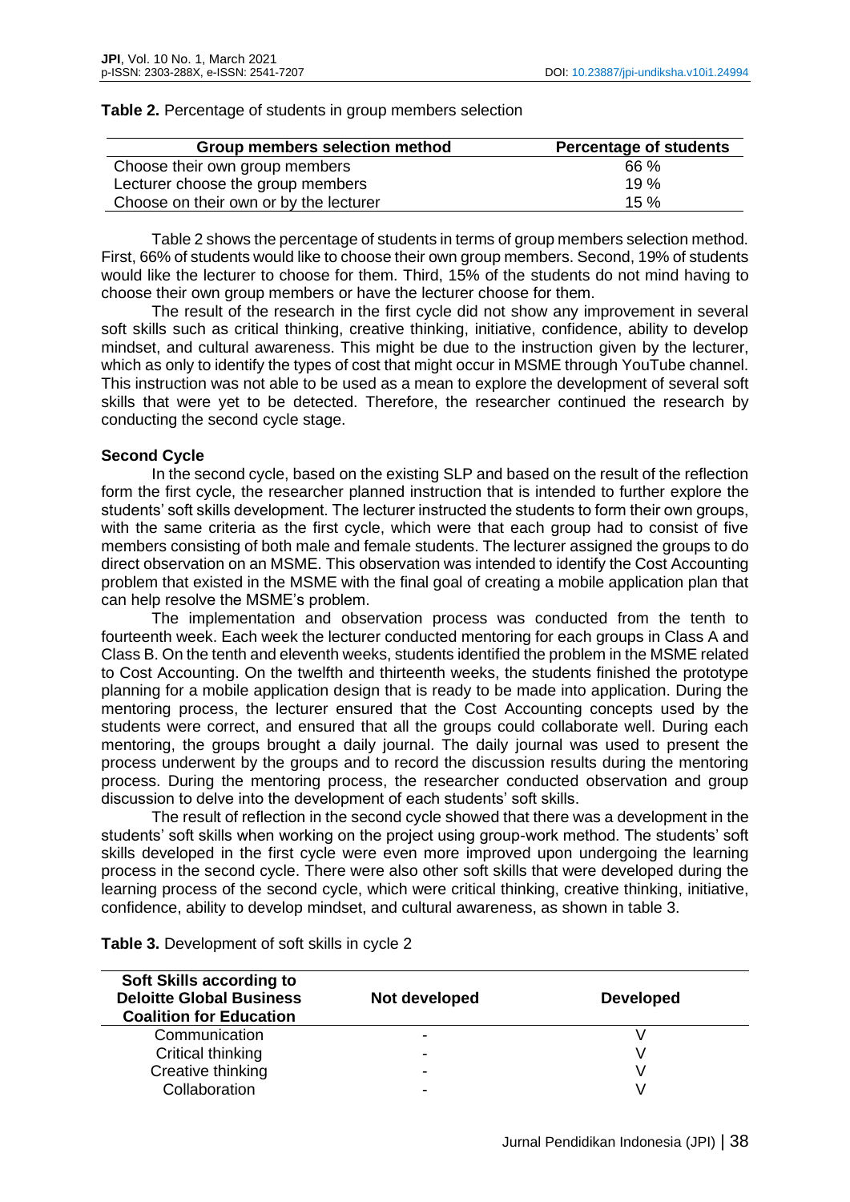**Table 2.** Percentage of students in group members selection

| Group members selection method | Percentage of students |
|---|---|
| Choose their own group members | 66 % |
| Lecturer choose the group members | 19 % |
| Choose on their own or by the lecturer | 15 % |

Table 2 shows the percentage of students in terms of group members selection method. First, 66% of students would like to choose their own group members. Second, 19% of students would like the lecturer to choose for them. Third, 15% of the students do not mind having to choose their own group members or have the lecturer choose for them.

The result of the research in the first cycle did not show any improvement in several soft skills such as critical thinking, creative thinking, initiative, confidence, ability to develop mindset, and cultural awareness. This might be due to the instruction given by the lecturer, which as only to identify the types of cost that might occur in MSME through YouTube channel. This instruction was not able to be used as a mean to explore the development of several soft skills that were yet to be detected. Therefore, the researcher continued the research by conducting the second cycle stage.

**Second Cycle**

In the second cycle, based on the existing SLP and based on the result of the reflection form the first cycle, the researcher planned instruction that is intended to further explore the students' soft skills development. The lecturer instructed the students to form their own groups, with the same criteria as the first cycle, which were that each group had to consist of five members consisting of both male and female students. The lecturer assigned the groups to do direct observation on an MSME. This observation was intended to identify the Cost Accounting problem that existed in the MSME with the final goal of creating a mobile application plan that can help resolve the MSME's problem.

The implementation and observation process was conducted from the tenth to fourteenth week. Each week the lecturer conducted mentoring for each groups in Class A and Class B. On the tenth and eleventh weeks, students identified the problem in the MSME related to Cost Accounting. On the twelfth and thirteenth weeks, the students finished the prototype planning for a mobile application design that is ready to be made into application. During the mentoring process, the lecturer ensured that the Cost Accounting concepts used by the students were correct, and ensured that all the groups could collaborate well. During each mentoring, the groups brought a daily journal. The daily journal was used to present the process underwent by the groups and to record the discussion results during the mentoring process. During the mentoring process, the researcher conducted observation and group discussion to delve into the development of each students' soft skills.

The result of reflection in the second cycle showed that there was a development in the students' soft skills when working on the project using group-work method. The students' soft skills developed in the first cycle were even more improved upon undergoing the learning process in the second cycle. There were also other soft skills that were developed during the learning process of the second cycle, which were critical thinking, creative thinking, initiative, confidence, ability to develop mindset, and cultural awareness, as shown in table 3.

**Table 3.** Development of soft skills in cycle 2

| Soft Skills according to Deloitte Global Business Coalition for Education | Not developed | Developed |
|---|---|---|
| Communication | - | V |
| Critical thinking | - | V |
| Creative thinking | - | V |
| Collaboration | - | V |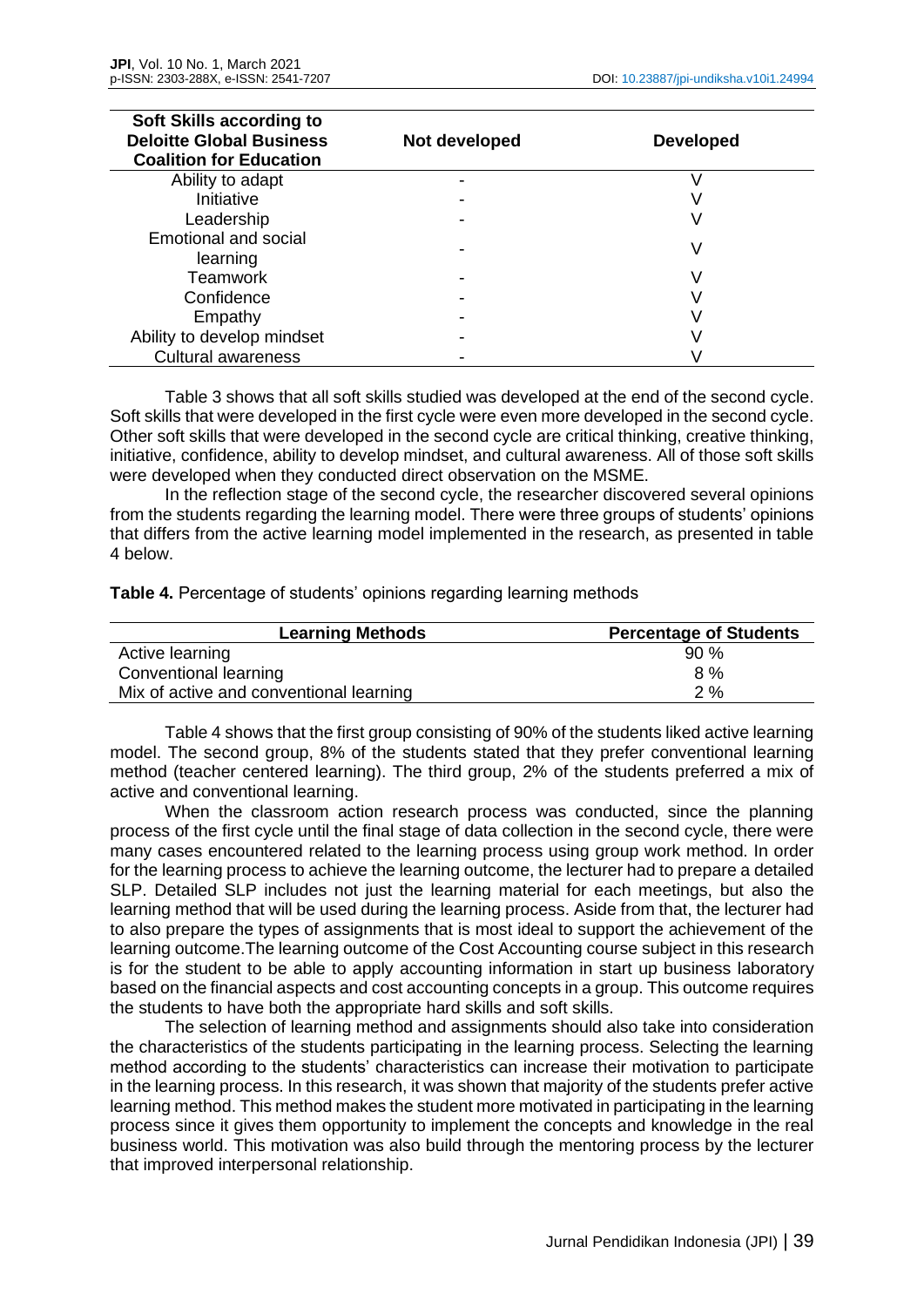| Soft Skills according to Deloitte Global Business Coalition for Education | Not developed | Developed |
|---|---|---|
| Ability to adapt | - | V |
| Initiative | - | V |
| Leadership | - | V |
| Emotional and social learning | - | V |
| Teamwork | - | V |
| Confidence | - | V |
| Empathy | - | V |
| Ability to develop mindset | - | V |
| Cultural awareness | - | V |

Table 3 shows that all soft skills studied was developed at the end of the second cycle. Soft skills that were developed in the first cycle were even more developed in the second cycle. Other soft skills that were developed in the second cycle are critical thinking, creative thinking, initiative, confidence, ability to develop mindset, and cultural awareness. All of those soft skills were developed when they conducted direct observation on the MSME.

In the reflection stage of the second cycle, the researcher discovered several opinions from the students regarding the learning model. There were three groups of students' opinions that differs from the active learning model implemented in the research, as presented in table 4 below.

**Table 4.** Percentage of students' opinions regarding learning methods

| Learning Methods | Percentage of Students |
|---|---|
| Active learning | 90 % |
| Conventional learning | 8 % |
| Mix of active and conventional learning | 2 % |

Table 4 shows that the first group consisting of 90% of the students liked active learning model. The second group, 8% of the students stated that they prefer conventional learning method (teacher centered learning). The third group, 2% of the students preferred a mix of active and conventional learning.

When the classroom action research process was conducted, since the planning process of the first cycle until the final stage of data collection in the second cycle, there were many cases encountered related to the learning process using group work method. In order for the learning process to achieve the learning outcome, the lecturer had to prepare a detailed SLP. Detailed SLP includes not just the learning material for each meetings, but also the learning method that will be used during the learning process. Aside from that, the lecturer had to also prepare the types of assignments that is most ideal to support the achievement of the learning outcome.The learning outcome of the Cost Accounting course subject in this research is for the student to be able to apply accounting information in start up business laboratory based on the financial aspects and cost accounting concepts in a group. This outcome requires the students to have both the appropriate hard skills and soft skills.

The selection of learning method and assignments should also take into consideration the characteristics of the students participating in the learning process. Selecting the learning method according to the students' characteristics can increase their motivation to participate in the learning process. In this research, it was shown that majority of the students prefer active learning method. This method makes the student more motivated in participating in the learning process since it gives them opportunity to implement the concepts and knowledge in the real business world. This motivation was also build through the mentoring process by the lecturer that improved interpersonal relationship.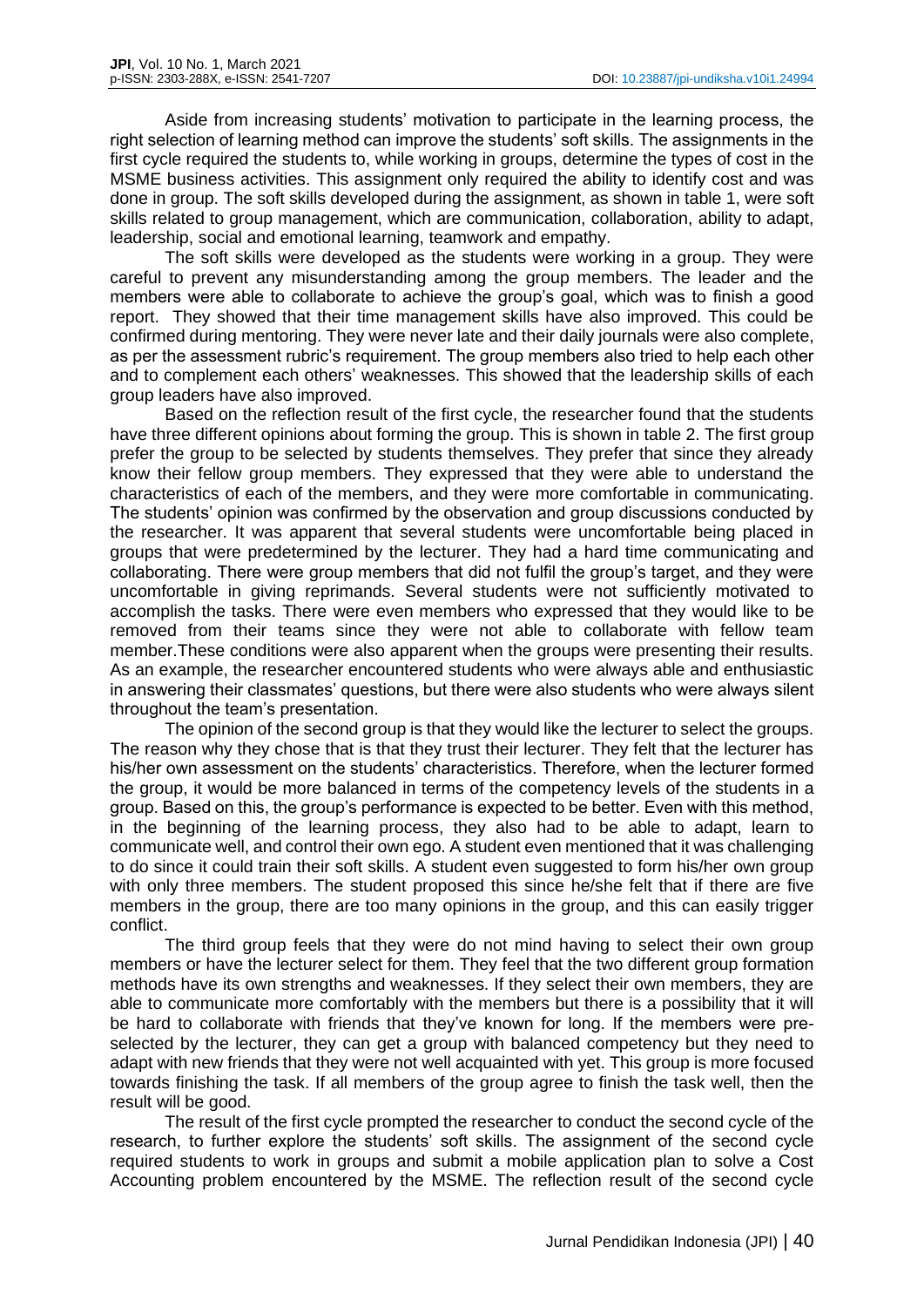Aside from increasing students' motivation to participate in the learning process, the right selection of learning method can improve the students' soft skills. The assignments in the first cycle required the students to, while working in groups, determine the types of cost in the MSME business activities. This assignment only required the ability to identify cost and was done in group. The soft skills developed during the assignment, as shown in table 1, were soft skills related to group management, which are communication, collaboration, ability to adapt, leadership, social and emotional learning, teamwork and empathy.

The soft skills were developed as the students were working in a group. They were careful to prevent any misunderstanding among the group members. The leader and the members were able to collaborate to achieve the group's goal, which was to finish a good report. They showed that their time management skills have also improved. This could be confirmed during mentoring. They were never late and their daily journals were also complete, as per the assessment rubric's requirement. The group members also tried to help each other and to complement each others' weaknesses. This showed that the leadership skills of each group leaders have also improved.

Based on the reflection result of the first cycle, the researcher found that the students have three different opinions about forming the group. This is shown in table 2. The first group prefer the group to be selected by students themselves. They prefer that since they already know their fellow group members. They expressed that they were able to understand the characteristics of each of the members, and they were more comfortable in communicating. The students' opinion was confirmed by the observation and group discussions conducted by the researcher. It was apparent that several students were uncomfortable being placed in groups that were predetermined by the lecturer. They had a hard time communicating and collaborating. There were group members that did not fulfil the group's target, and they were uncomfortable in giving reprimands. Several students were not sufficiently motivated to accomplish the tasks. There were even members who expressed that they would like to be removed from their teams since they were not able to collaborate with fellow team member.These conditions were also apparent when the groups were presenting their results. As an example, the researcher encountered students who were always able and enthusiastic in answering their classmates' questions, but there were also students who were always silent throughout the team's presentation.

The opinion of the second group is that they would like the lecturer to select the groups. The reason why they chose that is that they trust their lecturer. They felt that the lecturer has his/her own assessment on the students' characteristics. Therefore, when the lecturer formed the group, it would be more balanced in terms of the competency levels of the students in a group. Based on this, the group's performance is expected to be better. Even with this method, in the beginning of the learning process, they also had to be able to adapt, learn to communicate well, and control their own ego. A student even mentioned that it was challenging to do since it could train their soft skills. A student even suggested to form his/her own group with only three members. The student proposed this since he/she felt that if there are five members in the group, there are too many opinions in the group, and this can easily trigger conflict.

The third group feels that they were do not mind having to select their own group members or have the lecturer select for them. They feel that the two different group formation methods have its own strengths and weaknesses. If they select their own members, they are able to communicate more comfortably with the members but there is a possibility that it will be hard to collaborate with friends that they've known for long. If the members were pre-selected by the lecturer, they can get a group with balanced competency but they need to adapt with new friends that they were not well acquainted with yet. This group is more focused towards finishing the task. If all members of the group agree to finish the task well, then the result will be good.

The result of the first cycle prompted the researcher to conduct the second cycle of the research, to further explore the students' soft skills. The assignment of the second cycle required students to work in groups and submit a mobile application plan to solve a Cost Accounting problem encountered by the MSME. The reflection result of the second cycle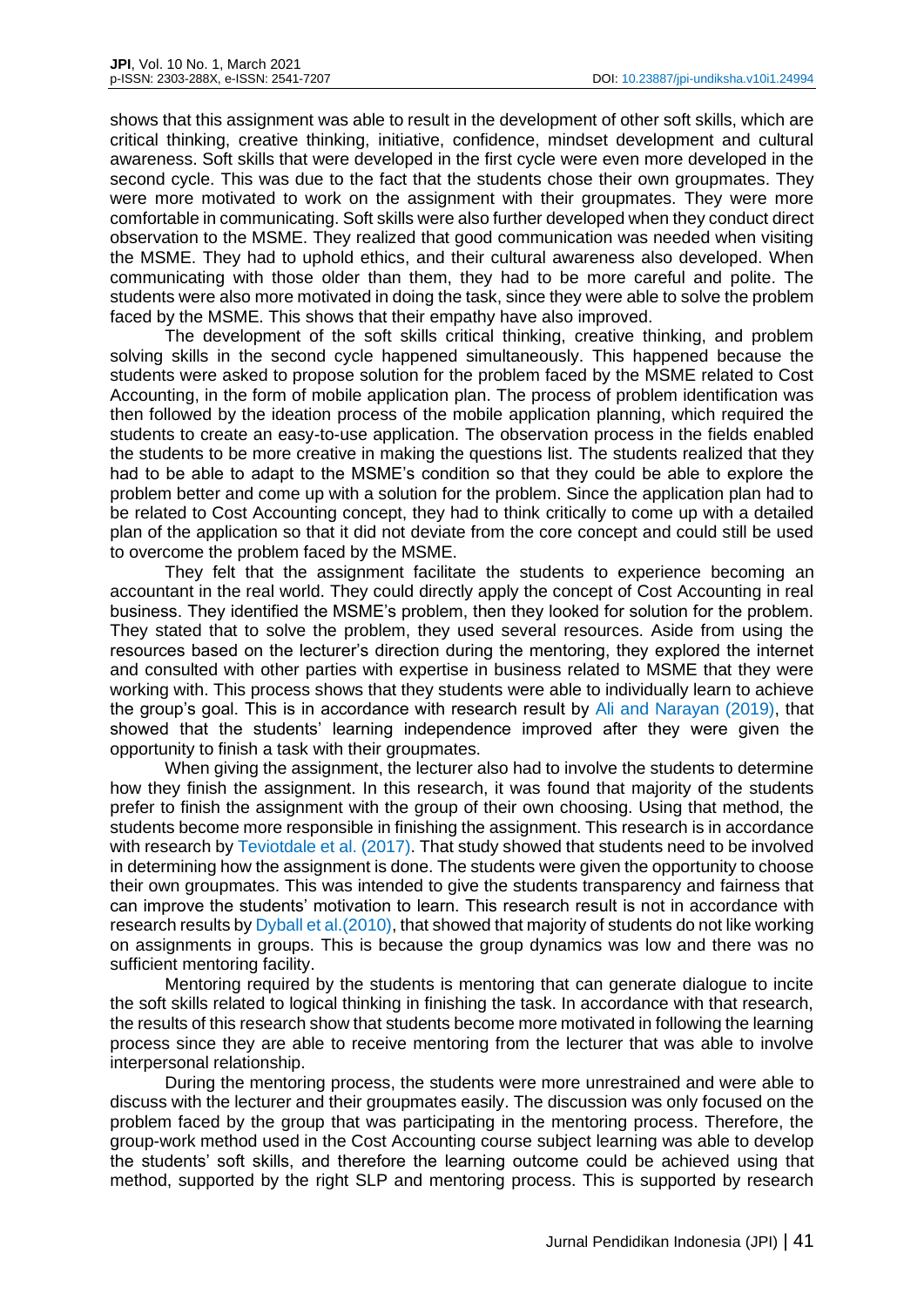shows that this assignment was able to result in the development of other soft skills, which are critical thinking, creative thinking, initiative, confidence, mindset development and cultural awareness. Soft skills that were developed in the first cycle were even more developed in the second cycle. This was due to the fact that the students chose their own groupmates. They were more motivated to work on the assignment with their groupmates. They were more comfortable in communicating. Soft skills were also further developed when they conduct direct observation to the MSME. They realized that good communication was needed when visiting the MSME. They had to uphold ethics, and their cultural awareness also developed. When communicating with those older than them, they had to be more careful and polite. The students were also more motivated in doing the task, since they were able to solve the problem faced by the MSME. This shows that their empathy have also improved.

The development of the soft skills critical thinking, creative thinking, and problem solving skills in the second cycle happened simultaneously. This happened because the students were asked to propose solution for the problem faced by the MSME related to Cost Accounting, in the form of mobile application plan. The process of problem identification was then followed by the ideation process of the mobile application planning, which required the students to create an easy-to-use application. The observation process in the fields enabled the students to be more creative in making the questions list. The students realized that they had to be able to adapt to the MSME's condition so that they could be able to explore the problem better and come up with a solution for the problem. Since the application plan had to be related to Cost Accounting concept, they had to think critically to come up with a detailed plan of the application so that it did not deviate from the core concept and could still be used to overcome the problem faced by the MSME.

They felt that the assignment facilitate the students to experience becoming an accountant in the real world. They could directly apply the concept of Cost Accounting in real business. They identified the MSME's problem, then they looked for solution for the problem. They stated that to solve the problem, they used several resources. Aside from using the resources based on the lecturer's direction during the mentoring, they explored the internet and consulted with other parties with expertise in business related to MSME that they were working with. This process shows that they students were able to individually learn to achieve the group's goal. This is in accordance with research result by Ali and Narayan (2019), that showed that the students' learning independence improved after they were given the opportunity to finish a task with their groupmates.

When giving the assignment, the lecturer also had to involve the students to determine how they finish the assignment. In this research, it was found that majority of the students prefer to finish the assignment with the group of their own choosing. Using that method, the students become more responsible in finishing the assignment. This research is in accordance with research by Teviotdale et al. (2017). That study showed that students need to be involved in determining how the assignment is done. The students were given the opportunity to choose their own groupmates. This was intended to give the students transparency and fairness that can improve the students' motivation to learn. This research result is not in accordance with research results by Dyball et al.(2010), that showed that majority of students do not like working on assignments in groups. This is because the group dynamics was low and there was no sufficient mentoring facility.

Mentoring required by the students is mentoring that can generate dialogue to incite the soft skills related to logical thinking in finishing the task. In accordance with that research, the results of this research show that students become more motivated in following the learning process since they are able to receive mentoring from the lecturer that was able to involve interpersonal relationship.

During the mentoring process, the students were more unrestrained and were able to discuss with the lecturer and their groupmates easily. The discussion was only focused on the problem faced by the group that was participating in the mentoring process. Therefore, the group-work method used in the Cost Accounting course subject learning was able to develop the students' soft skills, and therefore the learning outcome could be achieved using that method, supported by the right SLP and mentoring process. This is supported by research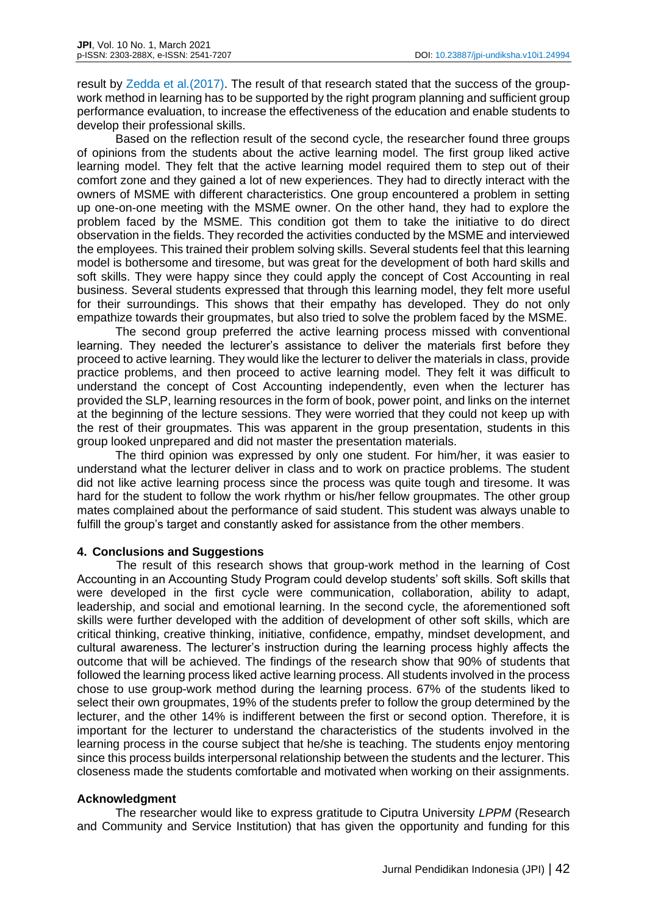result by Zedda et al.(2017). The result of that research stated that the success of the group-work method in learning has to be supported by the right program planning and sufficient group performance evaluation, to increase the effectiveness of the education and enable students to develop their professional skills.

Based on the reflection result of the second cycle, the researcher found three groups of opinions from the students about the active learning model. The first group liked active learning model. They felt that the active learning model required them to step out of their comfort zone and they gained a lot of new experiences. They had to directly interact with the owners of MSME with different characteristics. One group encountered a problem in setting up one-on-one meeting with the MSME owner. On the other hand, they had to explore the problem faced by the MSME. This condition got them to take the initiative to do direct observation in the fields. They recorded the activities conducted by the MSME and interviewed the employees. This trained their problem solving skills. Several students feel that this learning model is bothersome and tiresome, but was great for the development of both hard skills and soft skills. They were happy since they could apply the concept of Cost Accounting in real business. Several students expressed that through this learning model, they felt more useful for their surroundings. This shows that their empathy has developed. They do not only empathize towards their groupmates, but also tried to solve the problem faced by the MSME.

The second group preferred the active learning process missed with conventional learning. They needed the lecturer's assistance to deliver the materials first before they proceed to active learning. They would like the lecturer to deliver the materials in class, provide practice problems, and then proceed to active learning model. They felt it was difficult to understand the concept of Cost Accounting independently, even when the lecturer has provided the SLP, learning resources in the form of book, power point, and links on the internet at the beginning of the lecture sessions. They were worried that they could not keep up with the rest of their groupmates. This was apparent in the group presentation, students in this group looked unprepared and did not master the presentation materials.

The third opinion was expressed by only one student. For him/her, it was easier to understand what the lecturer deliver in class and to work on practice problems. The student did not like active learning process since the process was quite tough and tiresome. It was hard for the student to follow the work rhythm or his/her fellow groupmates. The other group mates complained about the performance of said student. This student was always unable to fulfill the group's target and constantly asked for assistance from the other members.

## 4. Conclusions and Suggestions

The result of this research shows that group-work method in the learning of Cost Accounting in an Accounting Study Program could develop students' soft skills. Soft skills that were developed in the first cycle were communication, collaboration, ability to adapt, leadership, and social and emotional learning. In the second cycle, the aforementioned soft skills were further developed with the addition of development of other soft skills, which are critical thinking, creative thinking, initiative, confidence, empathy, mindset development, and cultural awareness. The lecturer's instruction during the learning process highly affects the outcome that will be achieved. The findings of the research show that 90% of students that followed the learning process liked active learning process. All students involved in the process chose to use group-work method during the learning process. 67% of the students liked to select their own groupmates, 19% of the students prefer to follow the group determined by the lecturer, and the other 14% is indifferent between the first or second option. Therefore, it is important for the lecturer to understand the characteristics of the students involved in the learning process in the course subject that he/she is teaching. The students enjoy mentoring since this process builds interpersonal relationship between the students and the lecturer. This closeness made the students comfortable and motivated when working on their assignments.

## Acknowledgment

The researcher would like to express gratitude to Ciputra University *LPPM* (Research and Community and Service Institution) that has given the opportunity and funding for this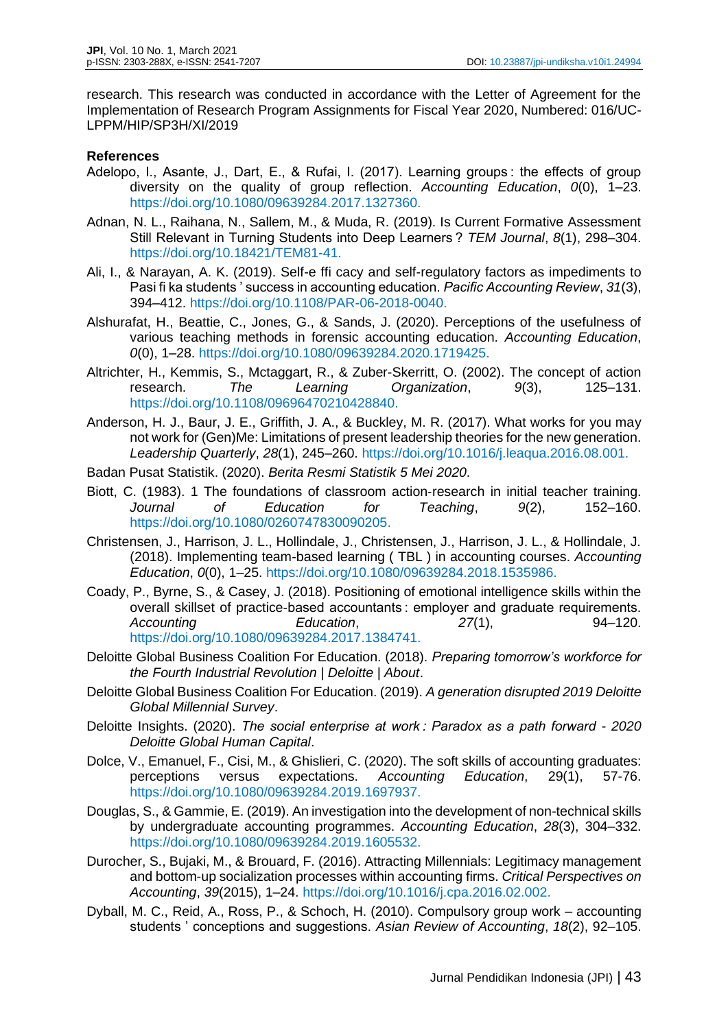research. This research was conducted in accordance with the Letter of Agreement for the Implementation of Research Program Assignments for Fiscal Year 2020, Numbered: 016/UC-LPPM/HIP/SP3H/XI/2019

**References**

Adelopo, I., Asante, J., Dart, E., & Rufai, I. (2017). Learning groups : the effects of group diversity on the quality of group reflection. *Accounting Education*, *0*(0), 1–23. https://doi.org/10.1080/09639284.2017.1327360.

Adnan, N. L., Raihana, N., Sallem, M., & Muda, R. (2019). Is Current Formative Assessment Still Relevant in Turning Students into Deep Learners ? *TEM Journal*, *8*(1), 298–304. https://doi.org/10.18421/TEM81-41.

Ali, I., & Narayan, A. K. (2019). Self-e ffi cacy and self-regulatory factors as impediments to Pasi fi ka students ' success in accounting education. *Pacific Accounting Review*, *31*(3), 394–412. https://doi.org/10.1108/PAR-06-2018-0040.

Alshurafat, H., Beattie, C., Jones, G., & Sands, J. (2020). Perceptions of the usefulness of various teaching methods in forensic accounting education. *Accounting Education*, *0*(0), 1–28. https://doi.org/10.1080/09639284.2020.1719425.

Altrichter, H., Kemmis, S., Mctaggart, R., & Zuber-Skerritt, O. (2002). The concept of action research. *The Learning Organization*, *9*(3), 125–131. https://doi.org/10.1108/09696470210428840.

Anderson, H. J., Baur, J. E., Griffith, J. A., & Buckley, M. R. (2017). What works for you may not work for (Gen)Me: Limitations of present leadership theories for the new generation. *Leadership Quarterly*, *28*(1), 245–260. https://doi.org/10.1016/j.leaqua.2016.08.001.

Badan Pusat Statistik. (2020). *Berita Resmi Statistik 5 Mei 2020*.

Biott, C. (1983). 1 The foundations of classroom action-research in initial teacher training. *Journal of Education for Teaching*, *9*(2), 152–160. https://doi.org/10.1080/0260747830090205.

Christensen, J., Harrison, J. L., Hollindale, J., Christensen, J., Harrison, J. L., & Hollindale, J. (2018). Implementing team-based learning ( TBL ) in accounting courses. *Accounting Education*, *0*(0), 1–25. https://doi.org/10.1080/09639284.2018.1535986.

Coady, P., Byrne, S., & Casey, J. (2018). Positioning of emotional intelligence skills within the overall skillset of practice-based accountants : employer and graduate requirements. *Accounting Education*, *27*(1), 94–120. https://doi.org/10.1080/09639284.2017.1384741.

Deloitte Global Business Coalition For Education. (2018). *Preparing tomorrow's workforce for the Fourth Industrial Revolution | Deloitte | About*.

Deloitte Global Business Coalition For Education. (2019). *A generation disrupted 2019 Deloitte Global Millennial Survey*.

Deloitte Insights. (2020). *The social enterprise at work : Paradox as a path forward - 2020 Deloitte Global Human Capital*.

Dolce, V., Emanuel, F., Cisi, M., & Ghislieri, C. (2020). The soft skills of accounting graduates: perceptions versus expectations. *Accounting Education*, 29(1), 57-76. https://doi.org/10.1080/09639284.2019.1697937.

Douglas, S., & Gammie, E. (2019). An investigation into the development of non-technical skills by undergraduate accounting programmes. *Accounting Education*, *28*(3), 304–332. https://doi.org/10.1080/09639284.2019.1605532.

Durocher, S., Bujaki, M., & Brouard, F. (2016). Attracting Millennials: Legitimacy management and bottom-up socialization processes within accounting firms. *Critical Perspectives on Accounting*, *39*(2015), 1–24. https://doi.org/10.1016/j.cpa.2016.02.002.

Dyball, M. C., Reid, A., Ross, P., & Schoch, H. (2010). Compulsory group work – accounting students ' conceptions and suggestions. *Asian Review of Accounting*, *18*(2), 92–105.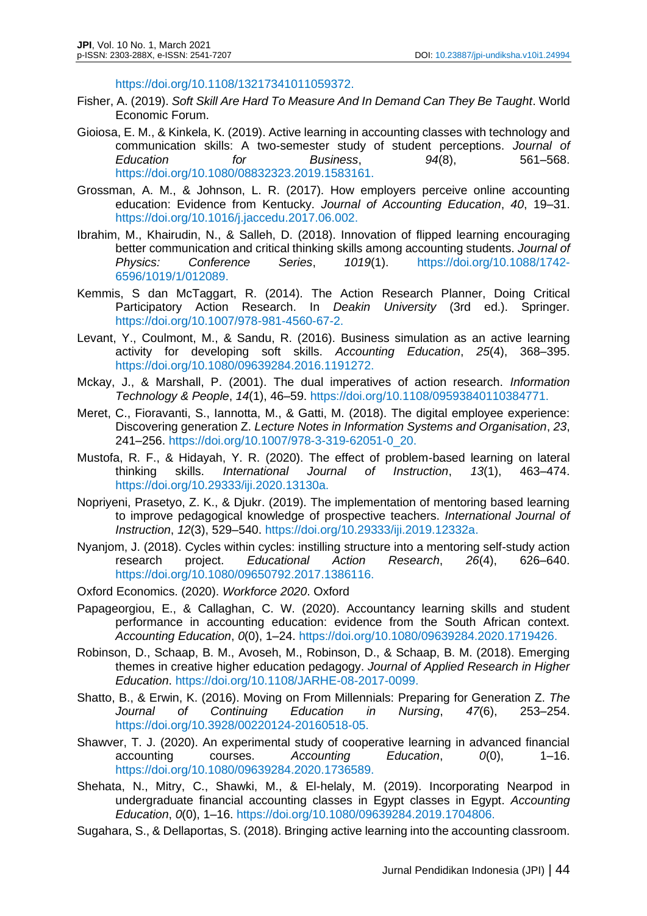https://doi.org/10.1108/13217341011059372.

Fisher, A. (2019). *Soft Skill Are Hard To Measure And In Demand Can They Be Taught*. World Economic Forum.

Gioiosa, E. M., & Kinkela, K. (2019). Active learning in accounting classes with technology and communication skills: A two-semester study of student perceptions. *Journal of Education for Business*, *94*(8), 561–568. https://doi.org/10.1080/08832323.2019.1583161.

Grossman, A. M., & Johnson, L. R. (2017). How employers perceive online accounting education: Evidence from Kentucky. *Journal of Accounting Education*, *40*, 19–31. https://doi.org/10.1016/j.jaccedu.2017.06.002.

Ibrahim, M., Khairudin, N., & Salleh, D. (2018). Innovation of flipped learning encouraging better communication and critical thinking skills among accounting students. *Journal of Physics: Conference Series*, *1019*(1). https://doi.org/10.1088/1742-6596/1019/1/012089.

Kemmis, S dan McTaggart, R. (2014). The Action Research Planner, Doing Critical Participatory Action Research. In *Deakin University* (3rd ed.). Springer. https://doi.org/10.1007/978-981-4560-67-2.

Levant, Y., Coulmont, M., & Sandu, R. (2016). Business simulation as an active learning activity for developing soft skills. *Accounting Education*, *25*(4), 368–395. https://doi.org/10.1080/09639284.2016.1191272.

Mckay, J., & Marshall, P. (2001). The dual imperatives of action research. *Information Technology & People*, *14*(1), 46–59. https://doi.org/10.1108/09593840110384771.

Meret, C., Fioravanti, S., Iannotta, M., & Gatti, M. (2018). The digital employee experience: Discovering generation Z. *Lecture Notes in Information Systems and Organisation*, *23*, 241–256. https://doi.org/10.1007/978-3-319-62051-0_20.

Mustofa, R. F., & Hidayah, Y. R. (2020). The effect of problem-based learning on lateral thinking skills. *International Journal of Instruction*, *13*(1), 463–474. https://doi.org/10.29333/iji.2020.13130a.

Nopriyeni, Prasetyo, Z. K., & Djukr. (2019). The implementation of mentoring based learning to improve pedagogical knowledge of prospective teachers. *International Journal of Instruction*, *12*(3), 529–540. https://doi.org/10.29333/iji.2019.12332a.

Nyanjom, J. (2018). Cycles within cycles: instilling structure into a mentoring self-study action research project. *Educational Action Research*, *26*(4), 626–640. https://doi.org/10.1080/09650792.2017.1386116.

Oxford Economics. (2020). *Workforce 2020*. Oxford

Papageorgiou, E., & Callaghan, C. W. (2020). Accountancy learning skills and student performance in accounting education: evidence from the South African context. *Accounting Education*, *0*(0), 1–24. https://doi.org/10.1080/09639284.2020.1719426.

Robinson, D., Schaap, B. M., Avoseh, M., Robinson, D., & Schaap, B. M. (2018). Emerging themes in creative higher education pedagogy. *Journal of Applied Research in Higher Education*. https://doi.org/10.1108/JARHE-08-2017-0099.

Shatto, B., & Erwin, K. (2016). Moving on From Millennials: Preparing for Generation Z. *The Journal of Continuing Education in Nursing*, *47*(6), 253–254. https://doi.org/10.3928/00220124-20160518-05.

Shawver, T. J. (2020). An experimental study of cooperative learning in advanced financial accounting courses. *Accounting Education*, *0*(0), 1–16. https://doi.org/10.1080/09639284.2020.1736589.

Shehata, N., Mitry, C., Shawki, M., & El-helaly, M. (2019). Incorporating Nearpod in undergraduate financial accounting classes in Egypt classes in Egypt. *Accounting Education*, *0*(0), 1–16. https://doi.org/10.1080/09639284.2019.1704806.

Sugahara, S., & Dellaportas, S. (2018). Bringing active learning into the accounting classroom.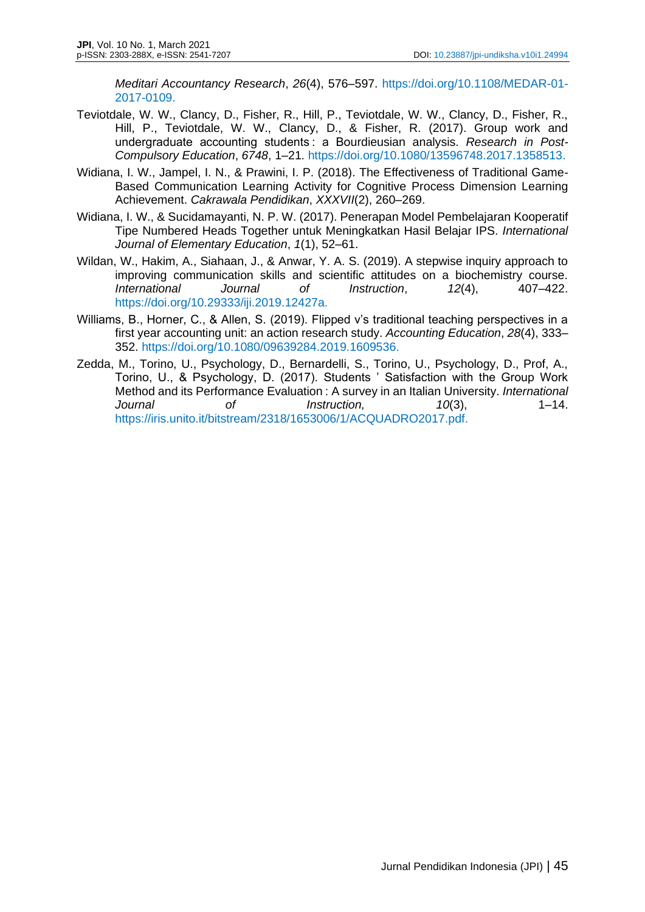*Meditari Accountancy Research*, *26*(4), 576–597. https://doi.org/10.1108/MEDAR-01-2017-0109.

Teviotdale, W. W., Clancy, D., Fisher, R., Hill, P., Teviotdale, W. W., Clancy, D., Fisher, R., Hill, P., Teviotdale, W. W., Clancy, D., & Fisher, R. (2017). Group work and undergraduate accounting students : a Bourdieusian analysis. *Research in Post-Compulsory Education*, *6748*, 1–21. https://doi.org/10.1080/13596748.2017.1358513.

Widiana, I. W., Jampel, I. N., & Prawini, I. P. (2018). The Effectiveness of Traditional Game-Based Communication Learning Activity for Cognitive Process Dimension Learning Achievement. *Cakrawala Pendidikan*, *XXXVII*(2), 260–269.

Widiana, I. W., & Sucidamayanti, N. P. W. (2017). Penerapan Model Pembelajaran Kooperatif Tipe Numbered Heads Together untuk Meningkatkan Hasil Belajar IPS. *International Journal of Elementary Education*, *1*(1), 52–61.

Wildan, W., Hakim, A., Siahaan, J., & Anwar, Y. A. S. (2019). A stepwise inquiry approach to improving communication skills and scientific attitudes on a biochemistry course. *International Journal of Instruction*, *12*(4), 407–422. https://doi.org/10.29333/iji.2019.12427a.

Williams, B., Horner, C., & Allen, S. (2019). Flipped v's traditional teaching perspectives in a first year accounting unit: an action research study. *Accounting Education*, *28*(4), 333–352. https://doi.org/10.1080/09639284.2019.1609536.

Zedda, M., Torino, U., Psychology, D., Bernardelli, S., Torino, U., Psychology, D., Prof, A., Torino, U., & Psychology, D. (2017). Students ' Satisfaction with the Group Work Method and its Performance Evaluation : A survey in an Italian University. *International Journal of Instruction,* *10*(3), 1–14. https://iris.unito.it/bitstream/2318/1653006/1/ACQUADRO2017.pdf.